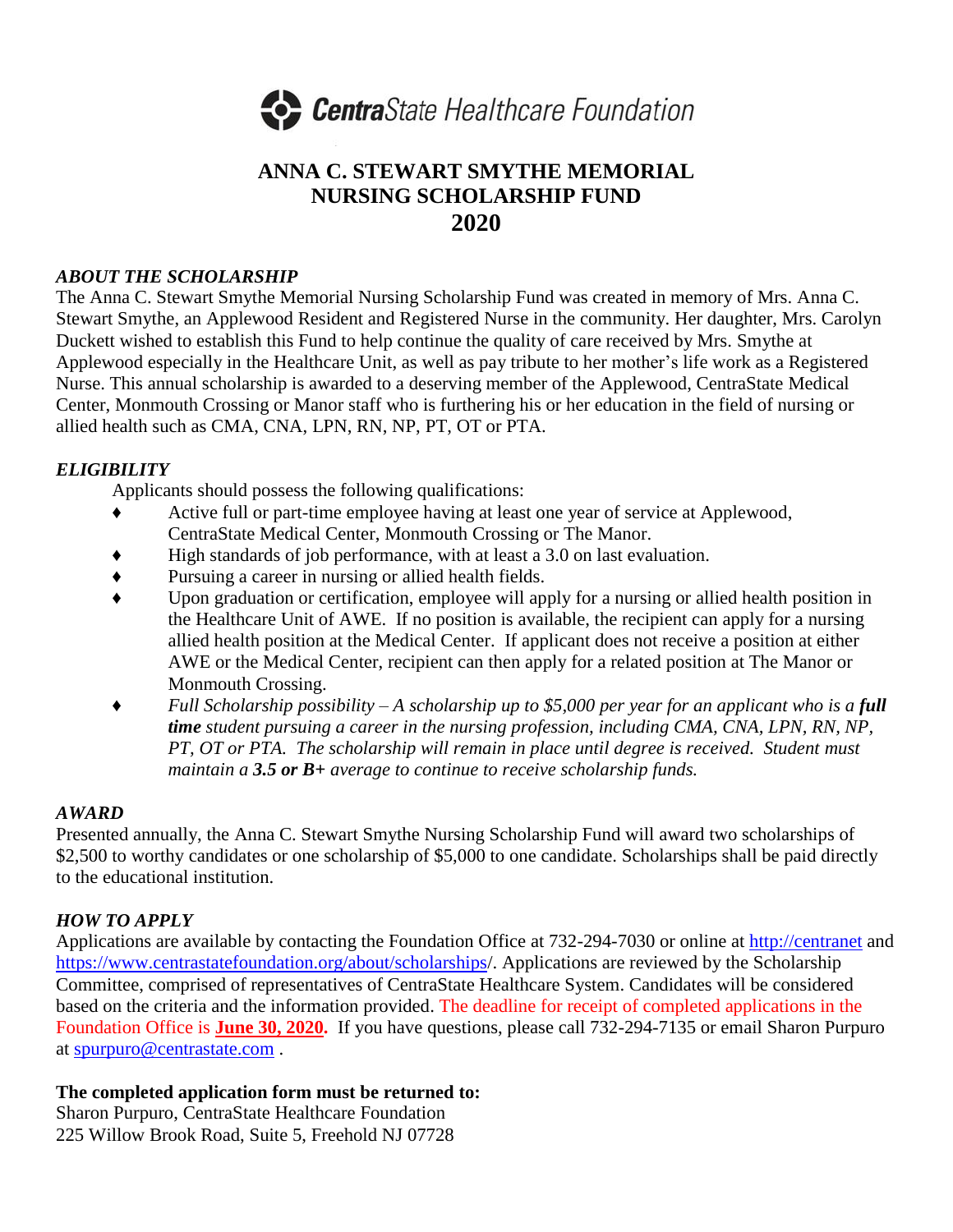**CentraState Healthcare Foundation**

# ANNA C. STEWART SMYTHE MEMORIAL NURSING SCHOLARSHIP FUND 2020

### *ABOUT THE SCHOLARSHIP*

The Anna C. Stewart Smythe Memorial Nursing Scholarship Fund was created in memory of Mrs. Anna C. Stewart Smythe, an Applewood Resident and Registered Nurse in the community. Her daughter, Mrs. Carolyn Duckett wished to establish this Fund to help continue the quality of care received by Mrs. Smythe at Applewood especially in the Healthcare Unit, as well as pay tribute to her mother's life work as a Registered Nurse. This annual scholarship is awarded to a deserving member of the Applewood, CentraState Medical Center, Monmouth Crossing or Manor staff who is furthering his or her education in the field of nursing or allied health such as CMA, CNA, LPN, RN, NP, PT, OT or PTA.

### *ELIGIBILITY*

Applicants should possess the following qualifications:

- Active full or part-time employee having at least one year of service at Applewood, CentraState Medical Center, Monmouth Crossing or The Manor.
- High standards of job performance, with at least a 3.0 on last evaluation.
- Pursuing a career in nursing or allied health fields.
- Upon graduation or certification, employee will apply for a nursing or allied health position in the Healthcare Unit of AWE. If no position is available, the recipient can apply for a nursing allied health position at the Medical Center. If applicant does not receive a position at either AWE or the Medical Center, recipient can then apply for a related position at The Manor or Monmouth Crossing.
- *Full Scholarship possibility – A scholarship up to $5,000 per year for an applicant who is a **full time** student pursuing a career in the nursing profession, including CMA, CNA, LPN, RN, NP, PT, OT or PTA. The scholarship will remain in place until degree is received. Student must maintain a **3.5 or B+** average to continue to receive scholarship funds.*

### *AWARD*

Presented annually, the Anna C. Stewart Smythe Nursing Scholarship Fund will award two scholarships of $2,500 to worthy candidates or one scholarship of $5,000 to one candidate. Scholarships shall be paid directly to the educational institution.

### *HOW TO APPLY*

Applications are available by contacting the Foundation Office at 732-294-7030 or online at http://centranet and https://www.centrastatefoundation.org/about/scholarships/. Applications are reviewed by the Scholarship Committee, comprised of representatives of CentraState Healthcare System. Candidates will be considered based on the criteria and the information provided. The deadline for receipt of completed applications in the Foundation Office is **June 30, 2020.** If you have questions, please call 732-294-7135 or email Sharon Purpuro at spurpuro@centrastate.com .

**The completed application form must be returned to:**
Sharon Purpuro, CentraState Healthcare Foundation
225 Willow Brook Road, Suite 5, Freehold NJ 07728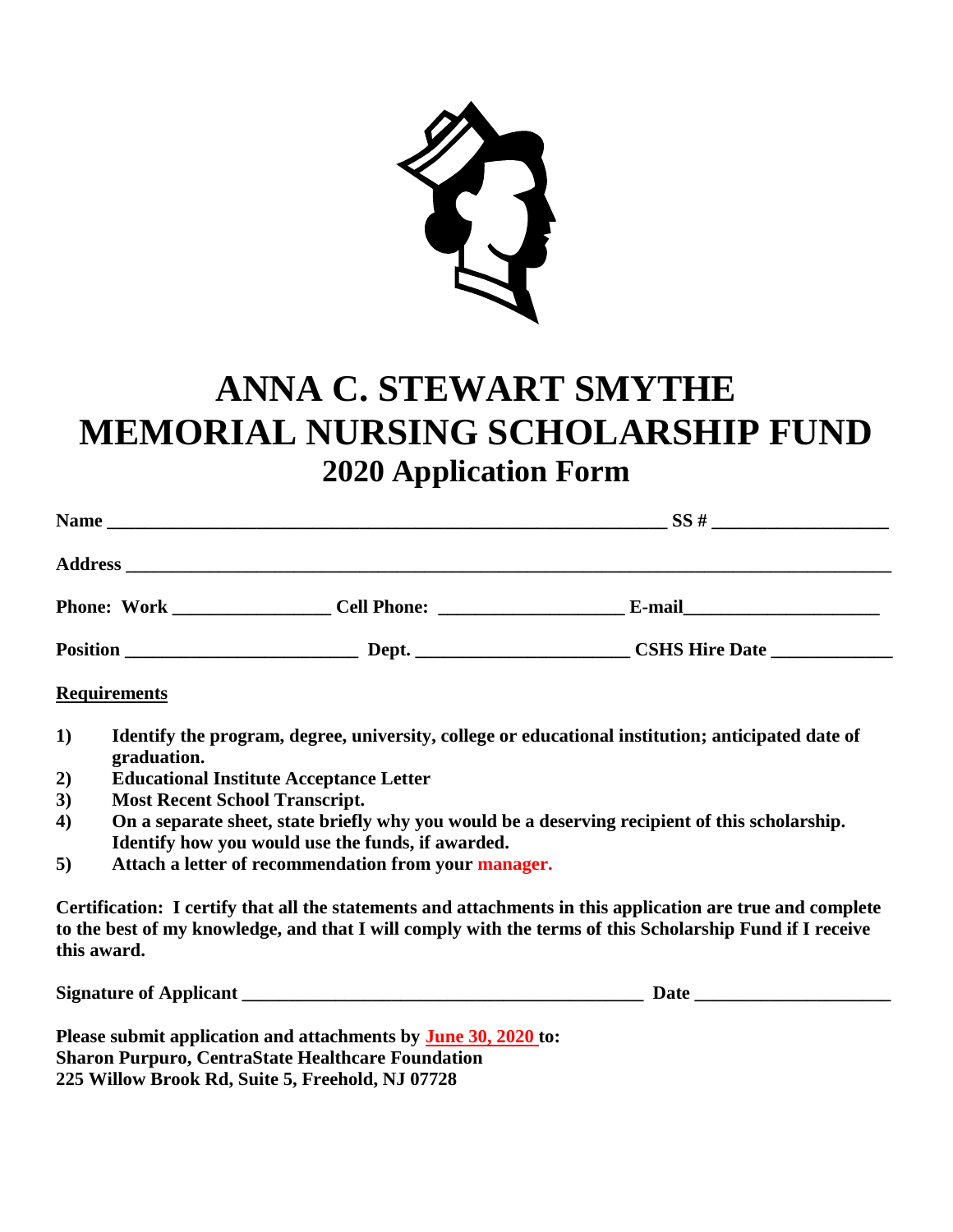# ANNA C. STEWART SMYTHE MEMORIAL NURSING SCHOLARSHIP FUND

## 2020 Application Form

**Name** ____________________________________________ **SS #** ________________

**Address** ________________________________________________________________

**Phone: Work** ______________ **Cell Phone:** ________________ **E-mail** __________________

**Position** ____________________ **Dept.** __________________ **CSHS Hire Date** ___________

**Requirements**

1) **Identify the program, degree, university, college or educational institution; anticipated date of graduation.**
2) **Educational Institute Acceptance Letter**
3) **Most Recent School Transcript.**
4) **On a separate sheet, state briefly why you would be a deserving recipient of this scholarship. Identify how you would use the funds, if awarded.**
5) **Attach a letter of recommendation from your manager.**

**Certification: I certify that all the statements and attachments in this application are true and complete to the best of my knowledge, and that I will comply with the terms of this Scholarship Fund if I receive this award.**

**Signature of Applicant** ________________________________________ **Date** __________________

**Please submit application and attachments by June 30, 2020 to:**
**Sharon Purpuro, CentraState Healthcare Foundation**
**225 Willow Brook Rd, Suite 5, Freehold, NJ 07728**